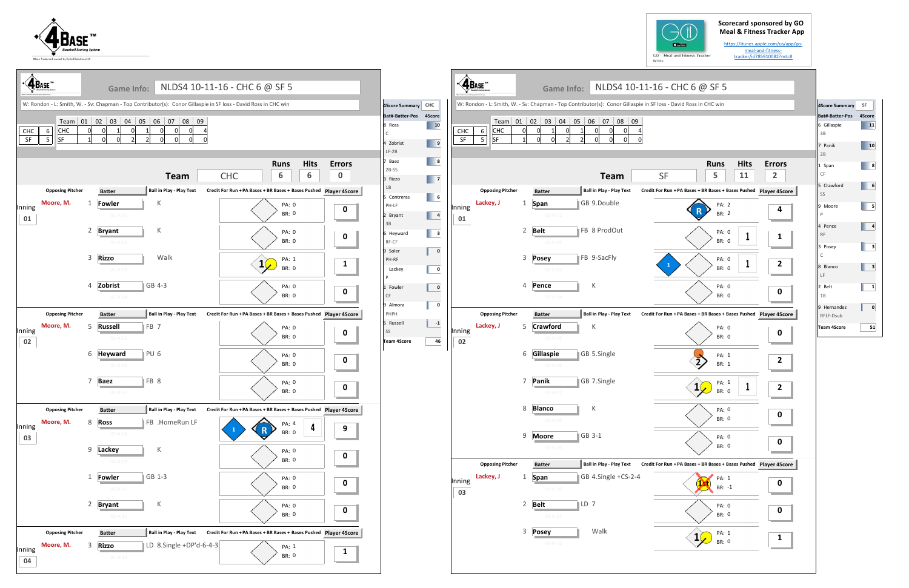4Base Baseball Scoring System

Scorecard sponsored by GO Meal & Fitness Tracker App
https://itunes.apple.com/us/app/go-meal-and-fitness-tracker/id785910082?mt=8

## Game Info: NLDS4 10-11-16 - CHC 6 @ SF 5

W: Rondon - L: Smith, W. - Sv: Chapman - Top Contributor(s): Conor Gillaspie in SF loss - David Ross in CHC win

| | | Team | 01 | 02 | 03 | 04 | 05 | 06 | 07 | 08 | 09 |
|---|---|---|---|---|---|---|---|---|---|---|---|
| CHC | 6 | CHC | 0 | 0 | 1 | 0 | 1 | 0 | 0 | 0 | 4 |
| SF | 5 | SF | 1 | 0 | 0 | 2 | 2 | 0 | 0 | 0 | 0 |

### Team CHC — Runs 6, Hits 6, Errors 0

| Inning | Opposing Pitcher | # | Batter | Ball in Play - Play Text | PA | BR | Player 4Score |
|---|---|---|---|---|---|---|---|
| 01 | Moore, M. | 1 | Fowler | K | 0 | 0 | 0 |
| | | 2 | Bryant | K | 0 | 0 | 0 |
| | | 3 | Rizzo | Walk | 1 | 0 | 1 |
| | | 4 | Zobrist | GB 4-3 | 0 | 0 | 0 |
| 02 | Moore, M. | 5 | Russell | FB 7 | 0 | 0 | 0 |
| | | 6 | Heyward | PU 6 | 0 | 0 | 0 |
| | | 7 | Baez | FB 8 | 0 | 0 | 0 |
| 03 | Moore, M. | 8 | Ross | FB .HomeRun LF | 4 | 0 | 9 |
| | | 9 | Lackey | K | 0 | 0 | 0 |
| | | 1 | Fowler | GB 1-3 | 0 | 0 | 0 |
| | | 2 | Bryant | K | 0 | 0 | 0 |
| 04 | Moore, M. | 3 | Rizzo | LD 8.Single +DP'd-6-4-3 | 1 | 0 | 1 |

### 4Score Summary CHC

| Bat#-Batter-Pos | 4Score |
|---|---|
| 8 Ross C | 10 |
| 4 Zobrist LF-2B | 9 |
| 7 Baez 2B-SS | 8 |
| 3 Rizzo 1B | 7 |
| 5 Contreras PH-LF | 6 |
| 2 Bryant 3B | 4 |
| 6 Heyward RF-CF | 3 |
| 9 Soler PH-RF | 0 |
| Lackey P | 0 |
| 1 Fowler CF | 0 |
| 9 Almora PHPH | 0 |
| 5 Russell SS | -1 |
| Team 4Score | 46 |

### Team SF — Runs 5, Hits 11, Errors 2

| Inning | Opposing Pitcher | # | Batter | Ball in Play - Play Text | PA | BR | Player 4Score |
|---|---|---|---|---|---|---|---|
| 01 | Lackey, J | 1 | Span | GB 9.Double | 2 | 2 | 4 |
| | | 2 | Belt | FB 8 ProdOut | 0 | 0 | 1 |
| | | 3 | Posey | FB 9-SacFly | 0 | 0 | 2 |
| | | 4 | Pence | K | 0 | 0 | 0 |
| 02 | Lackey, J | 5 | Crawford | K | 0 | 0 | 0 |
| | | 6 | Gillaspie | GB 5.Single | 1 | 1 | 2 |
| | | 7 | Panik | GB 7.Single | 1 | 0 | 2 |
| | | 8 | Blanco | K | 0 | 0 | 0 |
| | | 9 | Moore | GB 3-1 | 0 | 0 | 0 |
| 03 | Lackey, J | 1 | Span | GB 4.Single +CS-2-4 | 1 | -1 | 0 |
| | | 2 | Belt | LD 7 | 0 | 0 | 0 |
| | | 3 | Posey | Walk | 1 | 0 | 1 |

### 4Score Summary SF

| Bat#-Batter-Pos | 4Score |
|---|---|
| 6 Gillaspie 3B | 11 |
| 7 Panik 2B | 10 |
| 1 Span CF | 8 |
| 5 Crawford SS | 6 |
| 9 Moore P | 5 |
| 4 Pence RF | 4 |
| 3 Posey C | 3 |
| 8 Blanco LF | 3 |
| 2 Belt 1B | 1 |
| 9 Hernandez RFLF-Dsub | 0 |
| Team 4Score | 51 |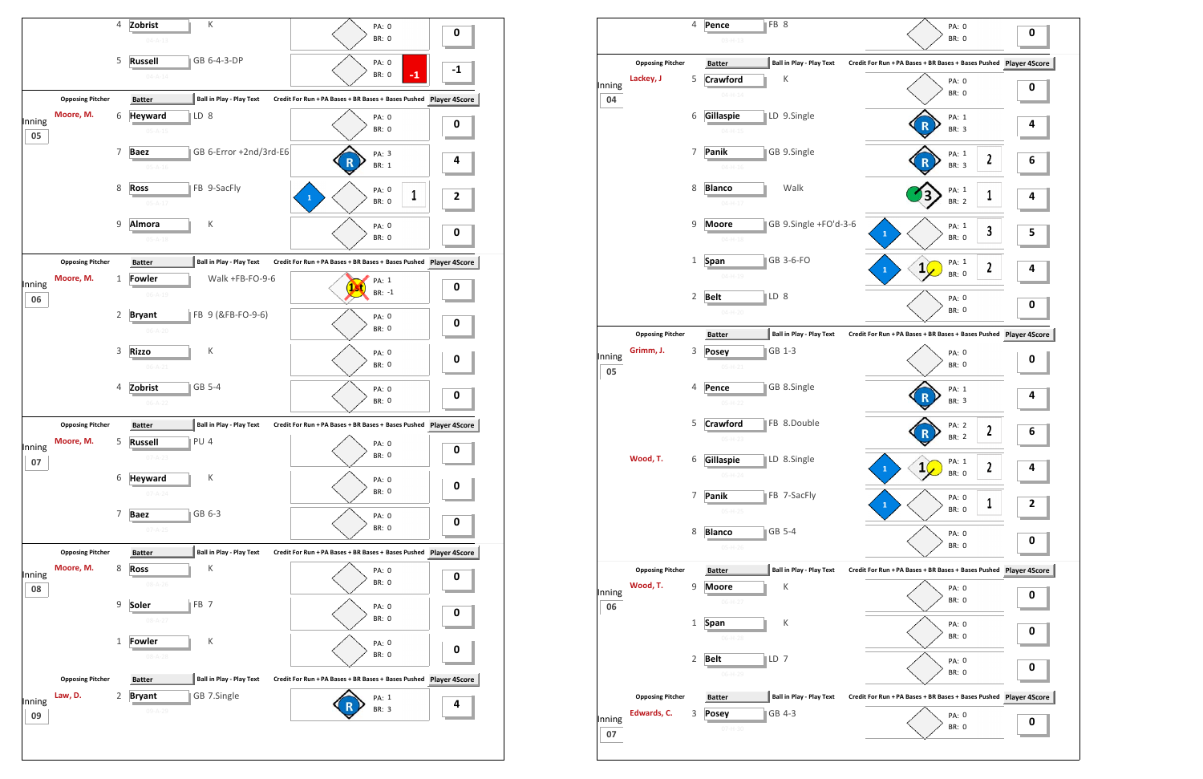| Inning | Opposing Pitcher | # | Batter | Ball in Play - Play Text | PA | BR | Bases Pushed | Player 4Score |
|---|---|---|---|---|---|---|---|---|
| | | 4 | Zobrist | K | 0 | 0 | | 0 |
| | | 5 | Russell | GB 6-4-3-DP | 0 | 0 | -1 | -1 |
| 05 | Moore, M. | 6 | Heyward | LD 8 | 0 | 0 | | 0 |
| | | 7 | Baez | GB 6-Error +2nd/3rd-E6 | 3 | 1 | | 4 |
| | | 8 | Ross | FB 9-SacFly | 0 | 0 | 1 | 2 |
| | | 9 | Almora | K | 0 | 0 | | 0 |
| 06 | Moore, M. | 1 | Fowler | Walk +FB-FO-9-6 | 1 | -1 | | 0 |
| | | 2 | Bryant | FB 9 (&FB-FO-9-6) | 0 | 0 | | 0 |
| | | 3 | Rizzo | K | 0 | 0 | | 0 |
| | | 4 | Zobrist | GB 5-4 | 0 | 0 | | 0 |
| 07 | Moore, M. | 5 | Russell | PU 4 | 0 | 0 | | 0 |
| | | 6 | Heyward | K | 0 | 0 | | 0 |
| | | 7 | Baez | GB 6-3 | 0 | 0 | | 0 |
| 08 | Moore, M. | 8 | Ross | K | 0 | 0 | | 0 |
| | | 9 | Soler | FB 7 | 0 | 0 | | 0 |
| | | 1 | Fowler | K | 0 | 0 | | 0 |
| 09 | Law, D. | 2 | Bryant | GB 7.Single | 1 | 3 | | 4 |

| Inning | Opposing Pitcher | # | Batter | Ball in Play - Play Text | PA | BR | Bases Pushed | Player 4Score |
|---|---|---|---|---|---|---|---|---|
| | | 4 | Pence | FB 8 | 0 | 0 | | 0 |
| 04 | Lackey, J | 5 | Crawford | K | 0 | 0 | | 0 |
| | | 6 | Gillaspie | LD 9.Single | 1 | 3 | | 4 |
| | | 7 | Panik | GB 9.Single | 1 | 3 | 2 | 6 |
| | | 8 | Blanco | Walk | 1 | 2 | 1 | 4 |
| | | 9 | Moore | GB 9.Single +FO'd-3-6 | 1 | 0 | 3 | 5 |
| | | 1 | Span | GB 3-6-FO | 1 | 0 | 2 | 4 |
| | | 2 | Belt | LD 8 | 0 | 0 | | 0 |
| 05 | Grimm, J. | 3 | Posey | GB 1-3 | 0 | 0 | | 0 |
| | | 4 | Pence | GB 8.Single | 1 | 3 | | 4 |
| | | 5 | Crawford | FB 8.Double | 2 | 2 | 2 | 6 |
| | Wood, T. | 6 | Gillaspie | LD 8.Single | 1 | 0 | 2 | 4 |
| | | 7 | Panik | FB 7-SacFly | 0 | 0 | 1 | 2 |
| | | 8 | Blanco | GB 5-4 | 0 | 0 | | 0 |
| 06 | Wood, T. | 9 | Moore | K | 0 | 0 | | 0 |
| | | 1 | Span | K | 0 | 0 | | 0 |
| | | 2 | Belt | LD 7 | 0 | 0 | | 0 |
| 07 | Edwards, C. | 3 | Posey | GB 4-3 | 0 | 0 | | 0 |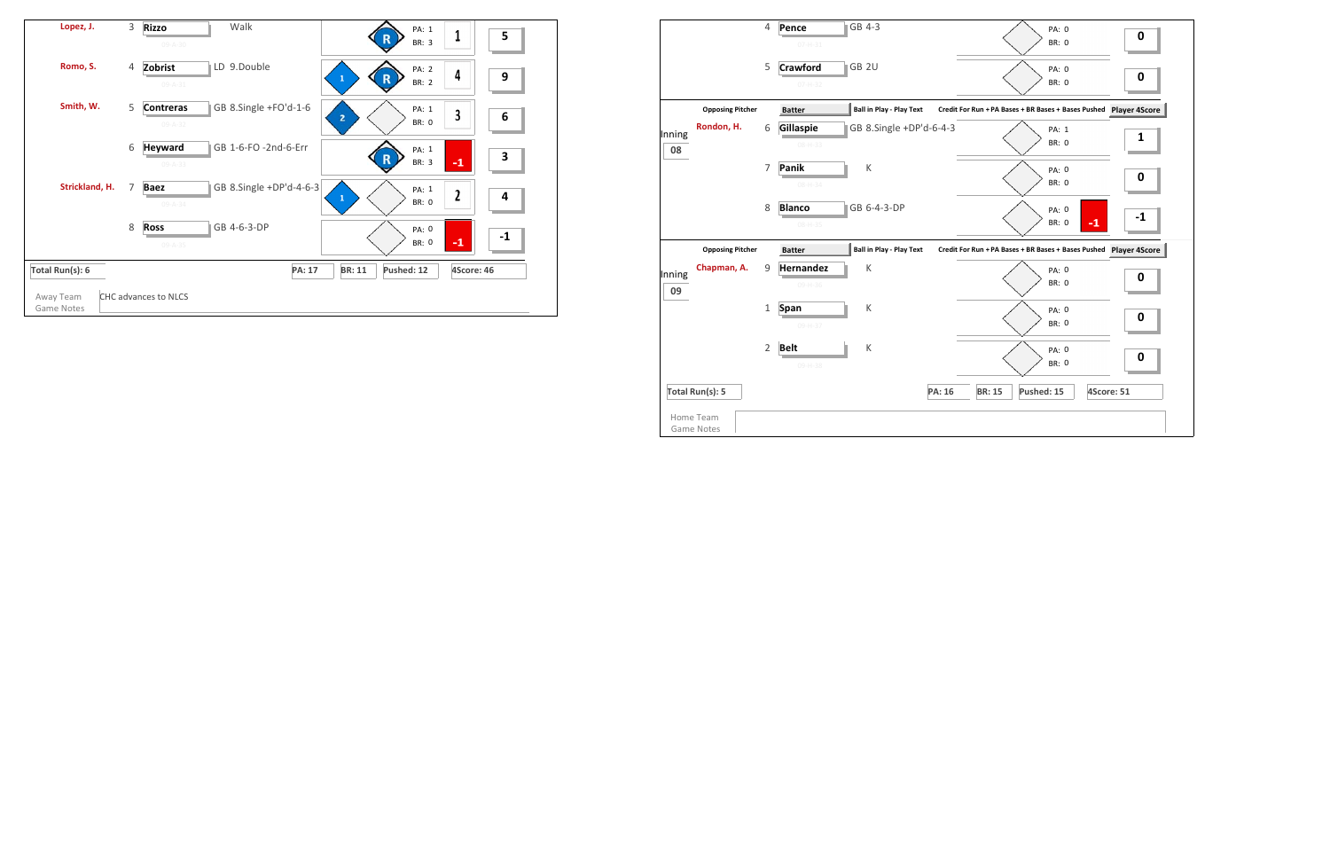| Pitcher | # | Batter | Ball in Play - Play Text | Credit For Run | PA | BR | Player 4Score |
|---|---|---|---|---|---|---|---|
| Lopez, J. | 3 | Rizzo | Walk | 1 | PA: 1 | BR: 3 | 5 |
| Romo, S. | 4 | Zobrist | LD 9.Double | 4 | PA: 2 | BR: 2 | 9 |
| Smith, W. | 5 | Contreras | GB 8.Single +FO'd-1-6 | 3 | PA: 1 | BR: 0 | 6 |
| | 6 | Heyward | GB 1-6-FO -2nd-6-Err | -1 | PA: 1 | BR: 3 | 3 |
| Strickland, H. | 7 | Baez | GB 8.Single +DP'd-4-6-3 | 2 | PA: 1 | BR: 0 | 4 |
| | 8 | Ross | GB 4-6-3-DP | -1 | PA: 0 | BR: 0 | -1 |

Total Run(s): 6 | PA: 17 | BR: 11 | Pushed: 12 | 4Score: 46

Away Team Game Notes: CHC advances to NLCS

| Opposing Pitcher | # | Batter | Ball in Play - Play Text | Credit For Run | PA | BR | Player 4Score |
|---|---|---|---|---|---|---|---|
| | 4 | Pence | GB 4-3 | | PA: 0 | BR: 0 | 0 |
| | 5 | Crawford | GB 2U | | PA: 0 | BR: 0 | 0 |

Inning 08

| Opposing Pitcher | # | Batter | Ball in Play - Play Text | Credit For Run | PA | BR | Player 4Score |
|---|---|---|---|---|---|---|---|
| Rondon, H. | 6 | Gillaspie | GB 8.Single +DP'd-6-4-3 | | PA: 1 | BR: 0 | 1 |
| | 7 | Panik | K | | PA: 0 | BR: 0 | 0 |
| | 8 | Blanco | GB 6-4-3-DP | -1 | PA: 0 | BR: 0 | -1 |

Inning 09

| Opposing Pitcher | # | Batter | Ball in Play - Play Text | Credit For Run | PA | BR | Player 4Score |
|---|---|---|---|---|---|---|---|
| Chapman, A. | 9 | Hernandez | K | | PA: 0 | BR: 0 | 0 |
| | 1 | Span | K | | PA: 0 | BR: 0 | 0 |
| | 2 | Belt | K | | PA: 0 | BR: 0 | 0 |

Total Run(s): 5 | PA: 16 | BR: 15 | Pushed: 15 | 4Score: 51

Home Team Game Notes